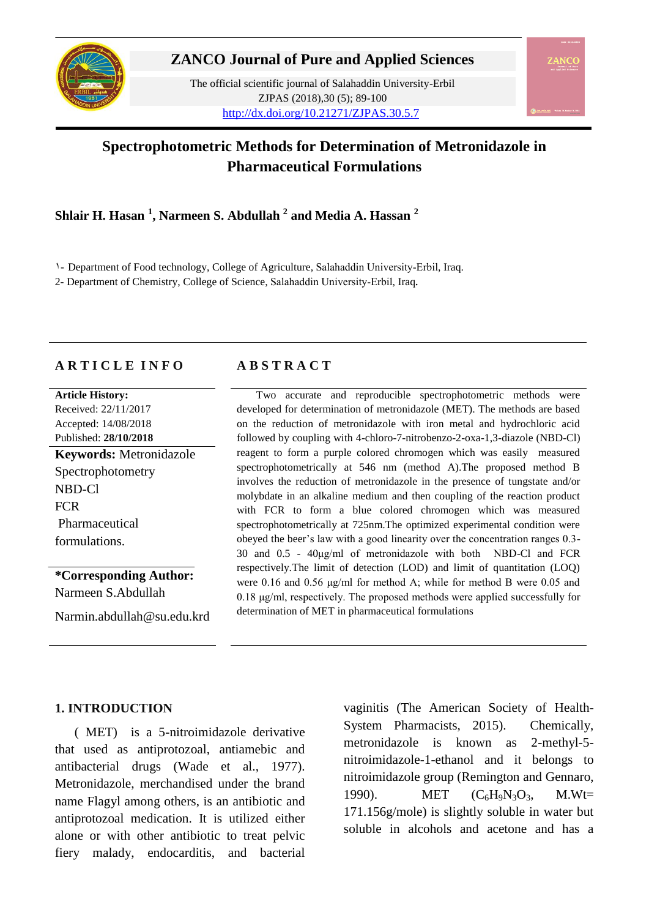**ZANCO Journal of Pure and Applied Sciences**

The official scientific journal of Salahaddin University-Erbil
ZJPAS (2018),30 (5); 89-100
http://dx.doi.org/10.21271/ZJPAS.30.5.7

# Spectrophotometric Methods for Determination of Metronidazole in Pharmaceutical Formulations

**Shlair H. Hasan [1], Narmeen S. Abdullah [2] and Media A. Hassan [2]**

1- Department of Food technology, College of Agriculture, Salahaddin University-Erbil, Iraq.

2- Department of Chemistry, College of Science, Salahaddin University-Erbil, Iraq.

## ARTICLE INFO

**Article History:**
Received: 22/11/2017
Accepted: 14/08/2018
Published: **28/10/2018**

**Keywords:** Metronidazole
Spectrophotometry
NBD-Cl
FCR
Pharmaceutical formulations.

**\*Corresponding Author:**
Narmeen S.Abdullah
Narmin.abdullah@su.edu.krd

## ABSTRACT

Two accurate and reproducible spectrophotometric methods were developed for determination of metronidazole (MET). The methods are based on the reduction of metronidazole with iron metal and hydrochloric acid followed by coupling with 4-chloro-7-nitrobenzo-2-oxa-1,3-diazole (NBD-Cl) reagent to form a purple colored chromogen which was easily measured spectrophotometrically at 546 nm (method A).The proposed method B involves the reduction of metronidazole in the presence of tungstate and/or molybdate in an alkaline medium and then coupling of the reaction product with FCR to form a blue colored chromogen which was measured spectrophotometrically at 725nm.The optimized experimental condition were obeyed the beer's law with a good linearity over the concentration ranges 0.3-30 and 0.5 - 40µg/ml of metronidazole with both NBD-Cl and FCR respectively.The limit of detection (LOD) and limit of quantitation (LOQ) were 0.16 and 0.56 µg/ml for method A; while for method B were 0.05 and 0.18 µg/ml, respectively. The proposed methods were applied successfully for determination of MET in pharmaceutical formulations

## 1. INTRODUCTION

( MET) is a 5-nitroimidazole derivative that used as antiprotozoal, antiamebic and antibacterial drugs (Wade et al., 1977). Metronidazole, merchandised under the brand name Flagyl among others, is an antibiotic and antiprotozoal medication. It is utilized either alone or with other antibiotic to treat pelvic fiery malady, endocarditis, and bacterial vaginitis (The American Society of Health-System Pharmacists, 2015). Chemically, metronidazole is known as 2-methyl-5-nitroimidazole-1-ethanol and it belongs to nitroimidazole group (Remington and Gennaro, 1990). MET ($C_6H_9N_3O_3$, M.Wt= 171.156g/mole) is slightly soluble in water but soluble in alcohols and acetone and has a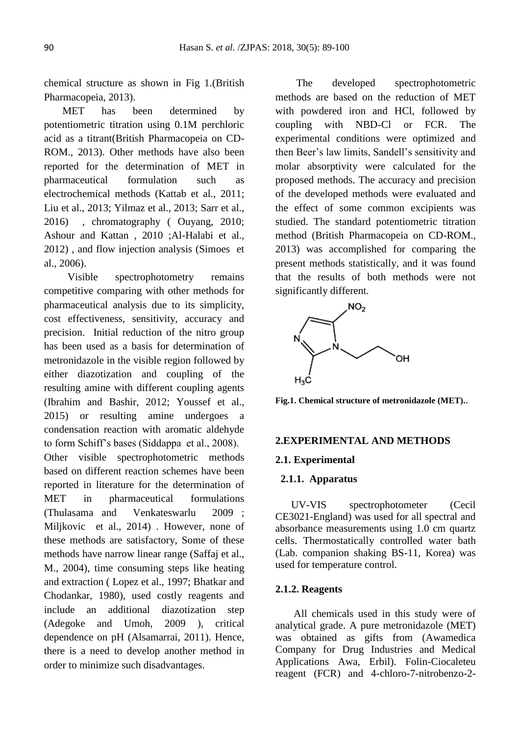chemical structure as shown in Fig 1.(British Pharmacopeia, 2013).

MET has been determined by potentiometric titration using 0.1M perchloric acid as a titrant(British Pharmacopeia on CD-ROM., 2013). Other methods have also been reported for the determination of MET in pharmaceutical formulation such as electrochemical methods (Kattab et al., 2011; Liu et al., 2013; Yilmaz et al., 2013; Sarr et al., 2016) , chromatography ( Ouyang, 2010; Ashour and Kattan , 2010 ;Al-Halabi et al., 2012) , and flow injection analysis (Simoes et al., 2006).

Visible spectrophotometry remains competitive comparing with other methods for pharmaceutical analysis due to its simplicity, cost effectiveness, sensitivity, accuracy and precision. Initial reduction of the nitro group has been used as a basis for determination of metronidazole in the visible region followed by either diazotization and coupling of the resulting amine with different coupling agents (Ibrahim and Bashir, 2012; Youssef et al., 2015) or resulting amine undergoes a condensation reaction with aromatic aldehyde to form Schiff's bases (Siddappa et al., 2008). Other visible spectrophotometric methods based on different reaction schemes have been reported in literature for the determination of MET in pharmaceutical formulations (Thulasama and Venkateswarlu 2009 ; Miljkovic et al., 2014) . However, none of these methods are satisfactory, Some of these methods have narrow linear range (Saffaj et al., M., 2004), time consuming steps like heating and extraction ( Lopez et al., 1997; Bhatkar and Chodankar, 1980), used costly reagents and include an additional diazotization step (Adegoke and Umoh, 2009 ), critical dependence on pH (Alsamarrai, 2011). Hence, there is a need to develop another method in order to minimize such disadvantages.

The developed spectrophotometric methods are based on the reduction of MET with powdered iron and HCl, followed by coupling with NBD-Cl or FCR. The experimental conditions were optimized and then Beer's law limits, Sandell's sensitivity and molar absorptivity were calculated for the proposed methods. The accuracy and precision of the developed methods were evaluated and the effect of some common excipients was studied. The standard potentiometric titration method (British Pharmacopeia on CD-ROM., 2013) was accomplished for comparing the present methods statistically, and it was found that the results of both methods were not significantly different.

**Fig.1. Chemical structure of metronidazole (MET)..**

## 2.EXPERIMENTAL AND METHODS

### 2.1. Experimental

#### 2.1.1. Apparatus

UV-VIS spectrophotometer (Cecil CE3021-England) was used for all spectral and absorbance measurements using 1.0 cm quartz cells. Thermostatically controlled water bath (Lab. companion shaking BS-11, Korea) was used for temperature control.

#### 2.1.2. Reagents

All chemicals used in this study were of analytical grade. A pure metronidazole (MET) was obtained as gifts from (Awamedica Company for Drug Industries and Medical Applications Awa, Erbil). Folin-Ciocaleteu reagent (FCR) and 4-chloro-7-nitrobenzo-2-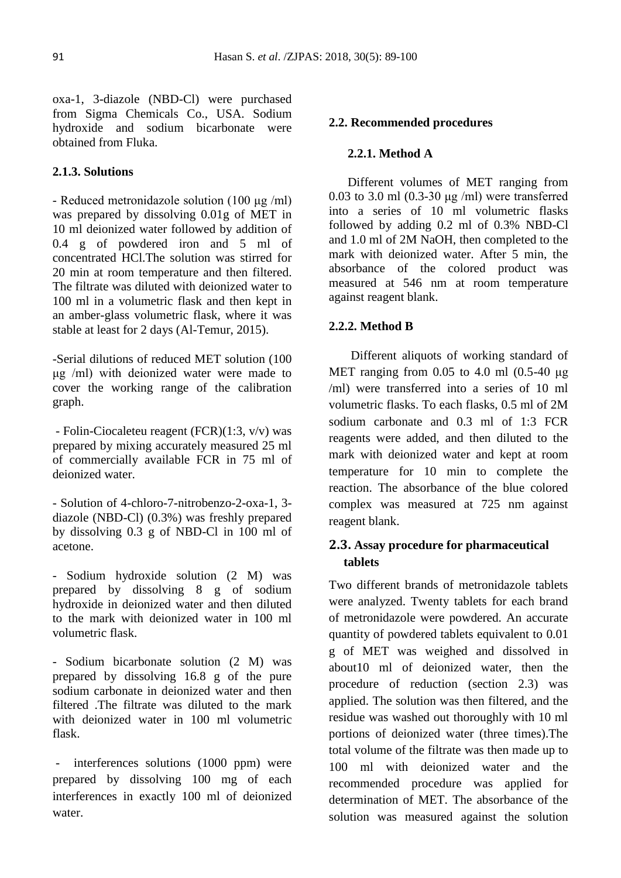oxa-1, 3-diazole (NBD-Cl) were purchased from Sigma Chemicals Co., USA. Sodium hydroxide and sodium bicarbonate were obtained from Fluka.

### 2.1.3. Solutions

- Reduced metronidazole solution (100 μg /ml) was prepared by dissolving 0.01g of MET in 10 ml deionized water followed by addition of 0.4 g of powdered iron and 5 ml of concentrated HCl.The solution was stirred for 20 min at room temperature and then filtered. The filtrate was diluted with deionized water to 100 ml in a volumetric flask and then kept in an amber-glass volumetric flask, where it was stable at least for 2 days (Al-Temur, 2015).

-Serial dilutions of reduced MET solution (100 μg /ml) with deionized water were made to cover the working range of the calibration graph.

- Folin-Ciocaleteu reagent (FCR)(1:3, v/v) was prepared by mixing accurately measured 25 ml of commercially available FCR in 75 ml of deionized water.

- Solution of 4-chloro-7-nitrobenzo-2-oxa-1, 3-diazole (NBD-Cl) (0.3%) was freshly prepared by dissolving 0.3 g of NBD-Cl in 100 ml of acetone.

- Sodium hydroxide solution (2 M) was prepared by dissolving 8 g of sodium hydroxide in deionized water and then diluted to the mark with deionized water in 100 ml volumetric flask.

- Sodium bicarbonate solution (2 M) was prepared by dissolving 16.8 g of the pure sodium carbonate in deionized water and then filtered .The filtrate was diluted to the mark with deionized water in 100 ml volumetric flask.

- interferences solutions (1000 ppm) were prepared by dissolving 100 mg of each interferences in exactly 100 ml of deionized water.

## 2.2. Recommended procedures

### 2.2.1. Method A

Different volumes of MET ranging from 0.03 to 3.0 ml (0.3-30 μg /ml) were transferred into a series of 10 ml volumetric flasks followed by adding 0.2 ml of 0.3% NBD-Cl and 1.0 ml of 2M NaOH, then completed to the mark with deionized water. After 5 min, the absorbance of the colored product was measured at 546 nm at room temperature against reagent blank.

### 2.2.2. Method B

Different aliquots of working standard of MET ranging from 0.05 to 4.0 ml (0.5-40 μg /ml) were transferred into a series of 10 ml volumetric flasks. To each flasks, 0.5 ml of 2M sodium carbonate and 0.3 ml of 1:3 FCR reagents were added, and then diluted to the mark with deionized water and kept at room temperature for 10 min to complete the reaction. The absorbance of the blue colored complex was measured at 725 nm against reagent blank.

## 2.3. Assay procedure for pharmaceutical tablets

Two different brands of metronidazole tablets were analyzed. Twenty tablets for each brand of metronidazole were powdered. An accurate quantity of powdered tablets equivalent to 0.01 g of MET was weighed and dissolved in about10 ml of deionized water, then the procedure of reduction (section 2.3) was applied. The solution was then filtered, and the residue was washed out thoroughly with 10 ml portions of deionized water (three times).The total volume of the filtrate was then made up to 100 ml with deionized water and the recommended procedure was applied for determination of MET. The absorbance of the solution was measured against the solution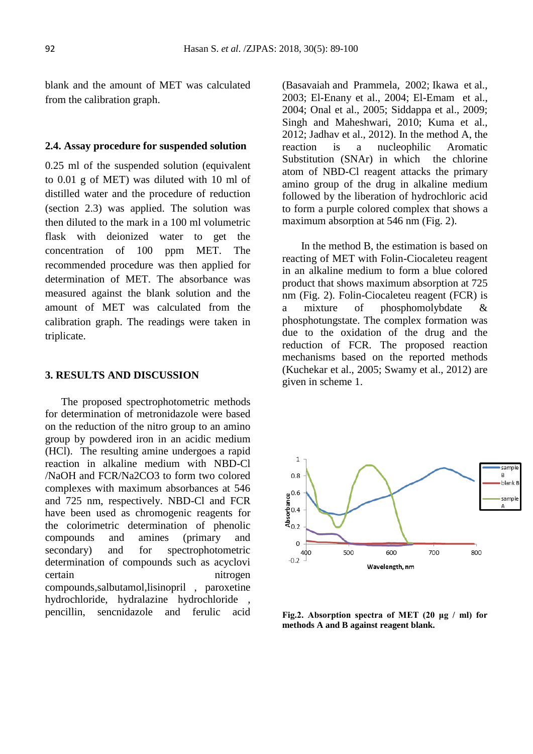blank and the amount of MET was calculated from the calibration graph.

### 2.4. Assay procedure for suspended solution

0.25 ml of the suspended solution (equivalent to 0.01 g of MET) was diluted with 10 ml of distilled water and the procedure of reduction (section 2.3) was applied. The solution was then diluted to the mark in a 100 ml volumetric flask with deionized water to get the concentration of 100 ppm MET. The recommended procedure was then applied for determination of MET. The absorbance was measured against the blank solution and the amount of MET was calculated from the calibration graph. The readings were taken in triplicate.

## 3. RESULTS AND DISCUSSION

The proposed spectrophotometric methods for determination of metronidazole were based on the reduction of the nitro group to an amino group by powdered iron in an acidic medium (HCl). The resulting amine undergoes a rapid reaction in alkaline medium with NBD-Cl /NaOH and FCR/$Na_2CO_3$ to form two colored complexes with maximum absorbances at 546 and 725 nm, respectively. NBD-Cl and FCR have been used as chromogenic reagents for the colorimetric determination of phenolic compounds and amines (primary and secondary) and for spectrophotometric determination of compounds such as acyclovi certain nitrogen compounds,salbutamol,lisinopril , paroxetine hydrochloride, hydralazine hydrochloride , pencillin, sencnidazole and ferulic acid (Basavaiah and Prammela, 2002; Ikawa et al., 2003; El-Enany et al., 2004; El-Emam et al., 2004; Onal et al., 2005; Siddappa et al., 2009; Singh and Maheshwari, 2010; Kuma et al., 2012; Jadhav et al., 2012). In the method A, the reaction is a nucleophilic Aromatic Substitution (SNAr) in which the chlorine atom of NBD-Cl reagent attacks the primary amino group of the drug in alkaline medium followed by the liberation of hydrochloric acid to form a purple colored complex that shows a maximum absorption at 546 nm (Fig. 2).

In the method B, the estimation is based on reacting of MET with Folin-Ciocaleteu reagent in an alkaline medium to form a blue colored product that shows maximum absorption at 725 nm (Fig. 2). Folin-Ciocaleteu reagent (FCR) is a mixture of phosphomolybdate & phosphotungstate. The complex formation was due to the oxidation of the drug and the reduction of FCR. The proposed reaction mechanisms based on the reported methods (Kuchekar et al., 2005; Swamy et al., 2012) are given in scheme 1.

Absorbance
1
0.8
0.6
0.4
0.2
0
-0.2
400
500
600
700
800
Wavelength, nm
sample B
blank B
sample A

**Fig.2. Absorption spectra of MET (20 µg / ml) for methods A and B against reagent blank.**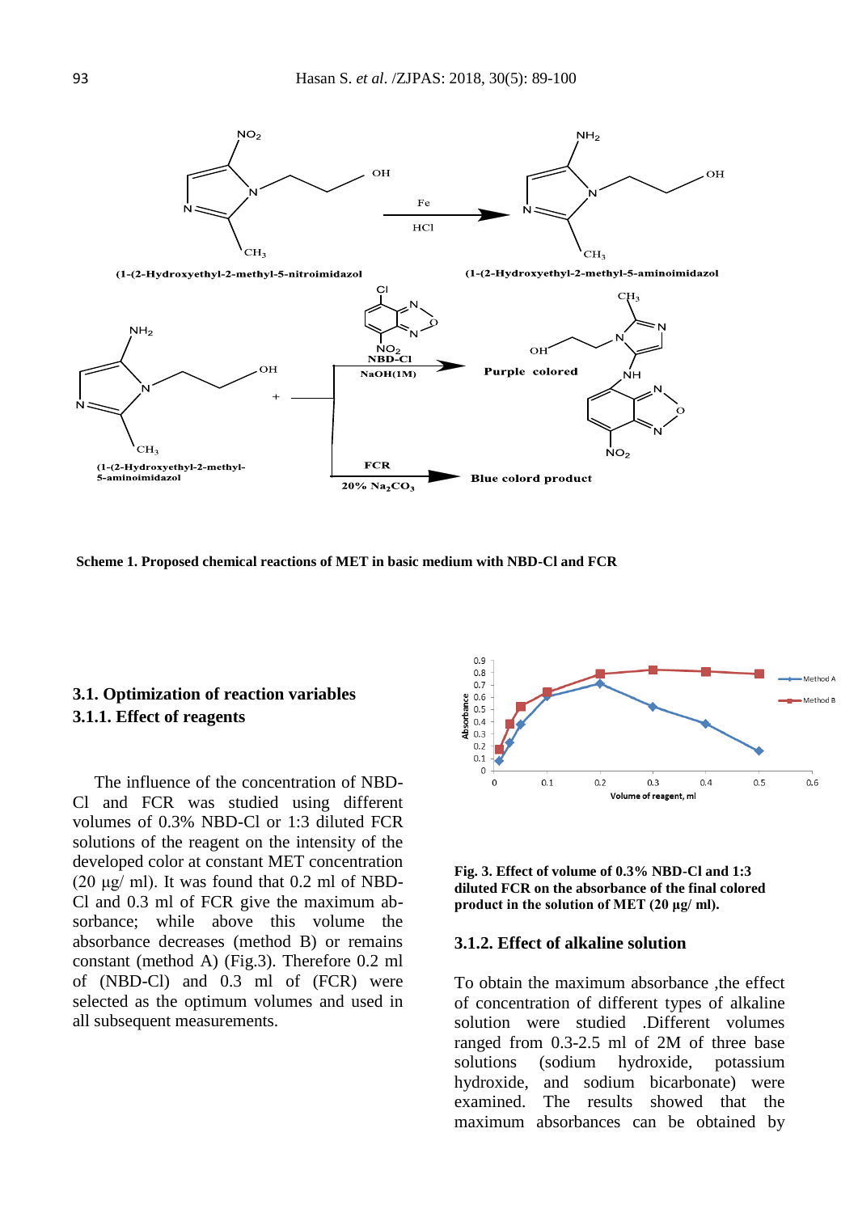(1-(2-Hydroxyethyl-2-methyl-5-nitroimidazol

Fe

HCl

(1-(2-Hydroxyethyl-2-methyl-5-aminoimidazol

NBD-Cl

NaOH(1M)

Purple colored

(1-(2-Hydroxyethyl-2-methyl-5-aminoimidazol

FCR

20% $Na_2CO_3$

Blue colord product

**Scheme 1. Proposed chemical reactions of MET in basic medium with NBD-Cl and FCR**

## 3.1. Optimization of reaction variables

### 3.1.1. Effect of reagents

The influence of the concentration of NBD-Cl and FCR was studied using different volumes of 0.3% NBD-Cl or 1:3 diluted FCR solutions of the reagent on the intensity of the developed color at constant MET concentration (20 µg/ ml). It was found that 0.2 ml of NBD-Cl and 0.3 ml of FCR give the maximum absorbance; while above this volume the absorbance decreases (method B) or remains constant (method A) (Fig.3). Therefore 0.2 ml of (NBD-Cl) and 0.3 ml of (FCR) were selected as the optimum volumes and used in all subsequent measurements.

Absorbance

0.9
0.8
0.7
0.6
0.5
0.4
0.3
0.2
0.1
0

0 0.1 0.2 0.3 0.4 0.5 0.6

Volume of reagent, ml

Method A

Method B

**Fig. 3. Effect of volume of 0.3% NBD-Cl and 1:3 diluted FCR on the absorbance of the final colored product in the solution of MET (20 µg/ ml).**

### 3.1.2. Effect of alkaline solution

To obtain the maximum absorbance ,the effect of concentration of different types of alkaline solution were studied .Different volumes ranged from 0.3-2.5 ml of 2M of three base solutions (sodium hydroxide, potassium hydroxide, and sodium bicarbonate) were examined. The results showed that the maximum absorbances can be obtained by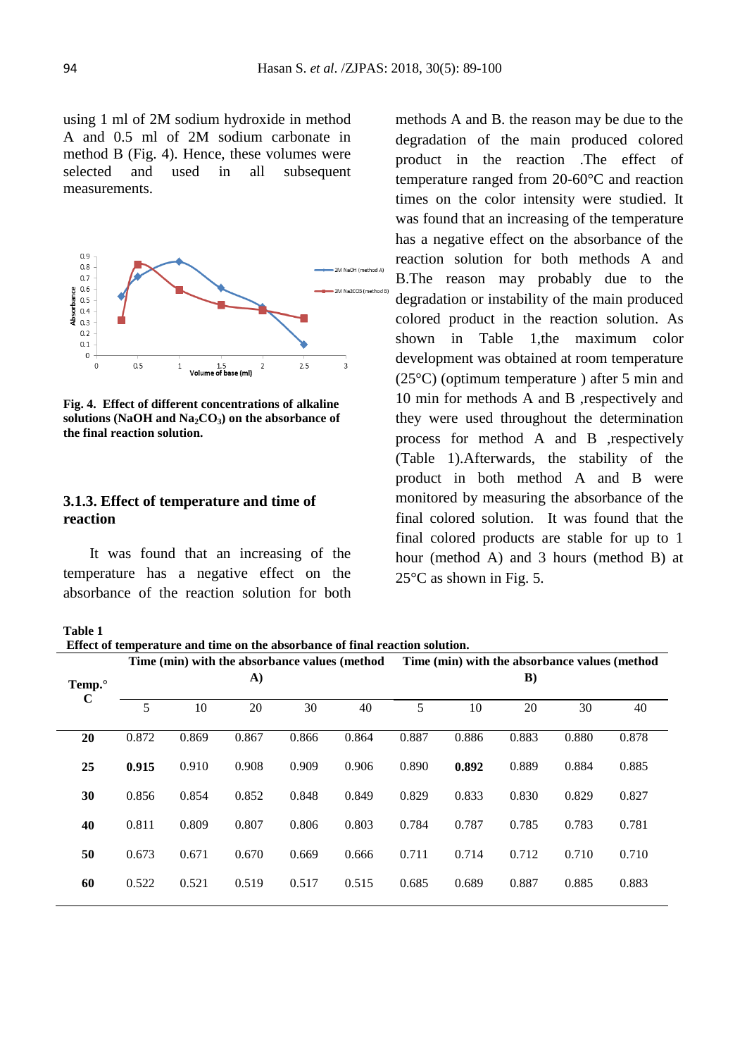using 1 ml of 2M sodium hydroxide in method A and 0.5 ml of 2M sodium carbonate in method B (Fig. 4). Hence, these volumes were selected and used in all subsequent measurements.

Absorbance
0.9
0.8
0.7
0.6
0.5
0.4
0.3
0.2
0.1
0
0
0.5
1
1.5
2
2.5
3
Volume of base (ml)
2M NaOH (method A)
2M Na2CO3 (method B)

**Fig. 4. Effect of different concentrations of alkaline solutions (NaOH and $Na_2CO_3$) on the absorbance of the final reaction solution.**

### 3.1.3. Effect of temperature and time of reaction

It was found that an increasing of the temperature has a negative effect on the absorbance of the reaction solution for both methods A and B. the reason may be due to the degradation of the main produced colored product in the reaction .The effect of temperature ranged from 20-60°C and reaction times on the color intensity were studied. It was found that an increasing of the temperature has a negative effect on the absorbance of the reaction solution for both methods A and B.The reason may probably due to the degradation or instability of the main produced colored product in the reaction solution. As shown in Table 1,the maximum color development was obtained at room temperature (25°C) (optimum temperature ) after 5 min and 10 min for methods A and B ,respectively and they were used throughout the determination process for method A and B ,respectively (Table 1).Afterwards, the stability of the product in both method A and B were monitored by measuring the absorbance of the final colored solution. It was found that the final colored products are stable for up to 1 hour (method A) and 3 hours (method B) at 25°C as shown in Fig. 5.

**Table 1**
**Effect of temperature and time on the absorbance of final reaction solution.**

| Temp.° C | Time (min) with the absorbance values (method A) | | | | | Time (min) with the absorbance values (method B) | | | | |
|---|---|---|---|---|---|---|---|---|---|---|
| | 5 | 10 | 20 | 30 | 40 | 5 | 10 | 20 | 30 | 40 |
| **20** | 0.872 | 0.869 | 0.867 | 0.866 | 0.864 | 0.887 | 0.886 | 0.883 | 0.880 | 0.878 |
| **25** | **0.915** | 0.910 | 0.908 | 0.909 | 0.906 | 0.890 | **0.892** | 0.889 | 0.884 | 0.885 |
| **30** | 0.856 | 0.854 | 0.852 | 0.848 | 0.849 | 0.829 | 0.833 | 0.830 | 0.829 | 0.827 |
| **40** | 0.811 | 0.809 | 0.807 | 0.806 | 0.803 | 0.784 | 0.787 | 0.785 | 0.783 | 0.781 |
| **50** | 0.673 | 0.671 | 0.670 | 0.669 | 0.666 | 0.711 | 0.714 | 0.712 | 0.710 | 0.710 |
| **60** | 0.522 | 0.521 | 0.519 | 0.517 | 0.515 | 0.685 | 0.689 | 0.887 | 0.885 | 0.883 |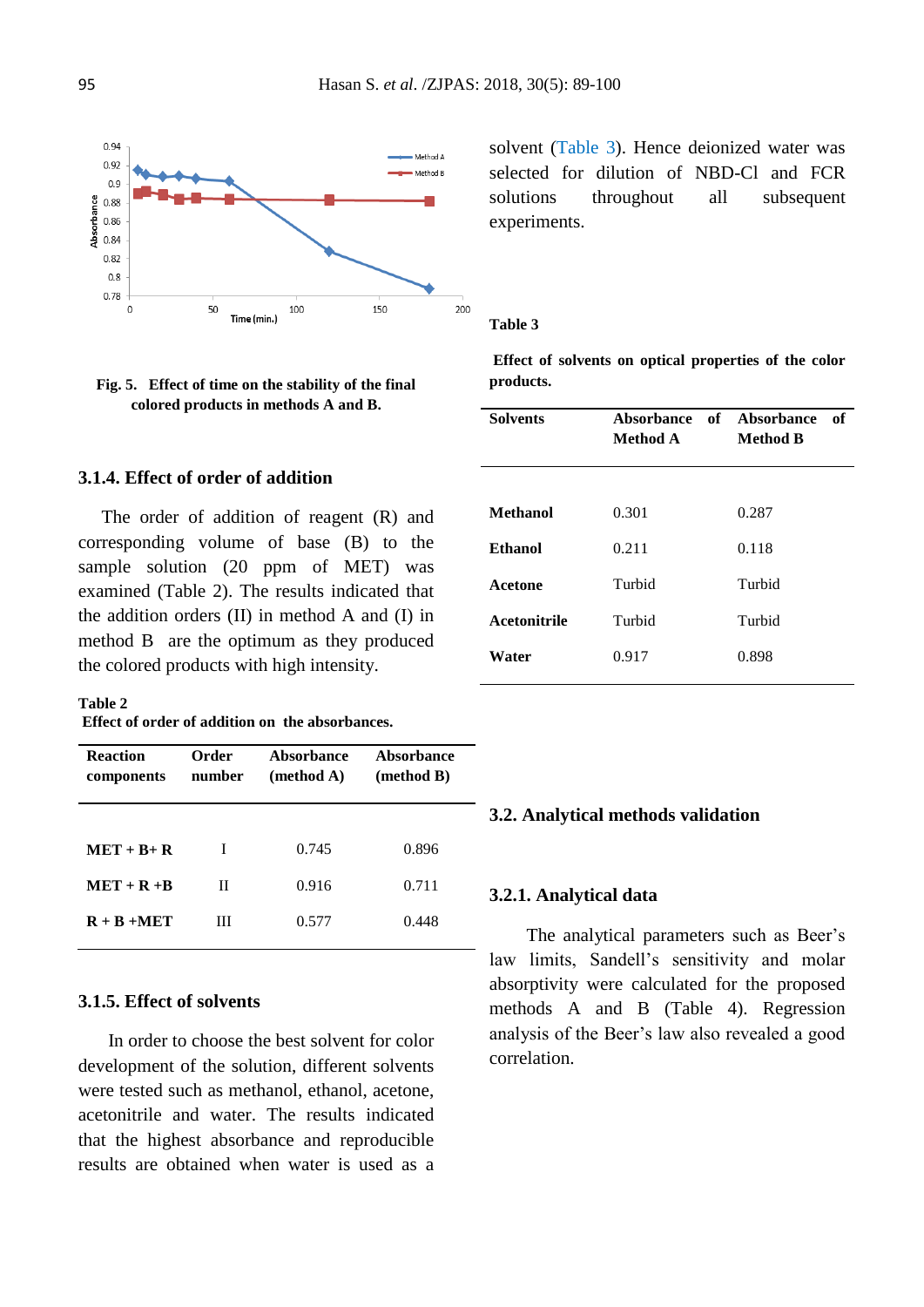0.94
0.92
0.9
0.88
0.86
0.84
0.82
0.8
0.78
Absorbance
0
50
100
150
200
Time (min.)
Method A
Method B

**Fig. 5.** **Effect of time on the stability of the final colored products in methods A and B.**

### 3.1.4. Effect of order of addition

The order of addition of reagent (R) and corresponding volume of base (B) to the sample solution (20 ppm of MET) was examined (Table 2). The results indicated that the addition orders (II) in method A and (I) in method B are the optimum as they produced the colored products with high intensity.

**Table 2**
**Effect of order of addition on the absorbances.**

| Reaction components | Order number | Absorbance (method A) | Absorbance (method B) |
|---|---|---|---|
| **MET + B+ R** | I | 0.745 | 0.896 |
| **MET + R +B** | II | 0.916 | 0.711 |
| **R + B +MET** | III | 0.577 | 0.448 |

### 3.1.5. Effect of solvents

In order to choose the best solvent for color development of the solution, different solvents were tested such as methanol, ethanol, acetone, acetonitrile and water. The results indicated that the highest absorbance and reproducible results are obtained when water is used as a solvent (Table 3). Hence deionized water was selected for dilution of NBD-Cl and FCR solutions throughout all subsequent experiments.

**Table 3**

**Effect of solvents on optical properties of the color products.**

| Solvents | Absorbance of Method A | Absorbance of Method B |
|---|---|---|
| **Methanol** | 0.301 | 0.287 |
| **Ethanol** | 0.211 | 0.118 |
| **Acetone** | Turbid | Turbid |
| **Acetonitrile** | Turbid | Turbid |
| **Water** | 0.917 | 0.898 |

## 3.2. Analytical methods validation

### 3.2.1. Analytical data

The analytical parameters such as Beer's law limits, Sandell's sensitivity and molar absorptivity were calculated for the proposed methods A and B (Table 4). Regression analysis of the Beer's law also revealed a good correlation.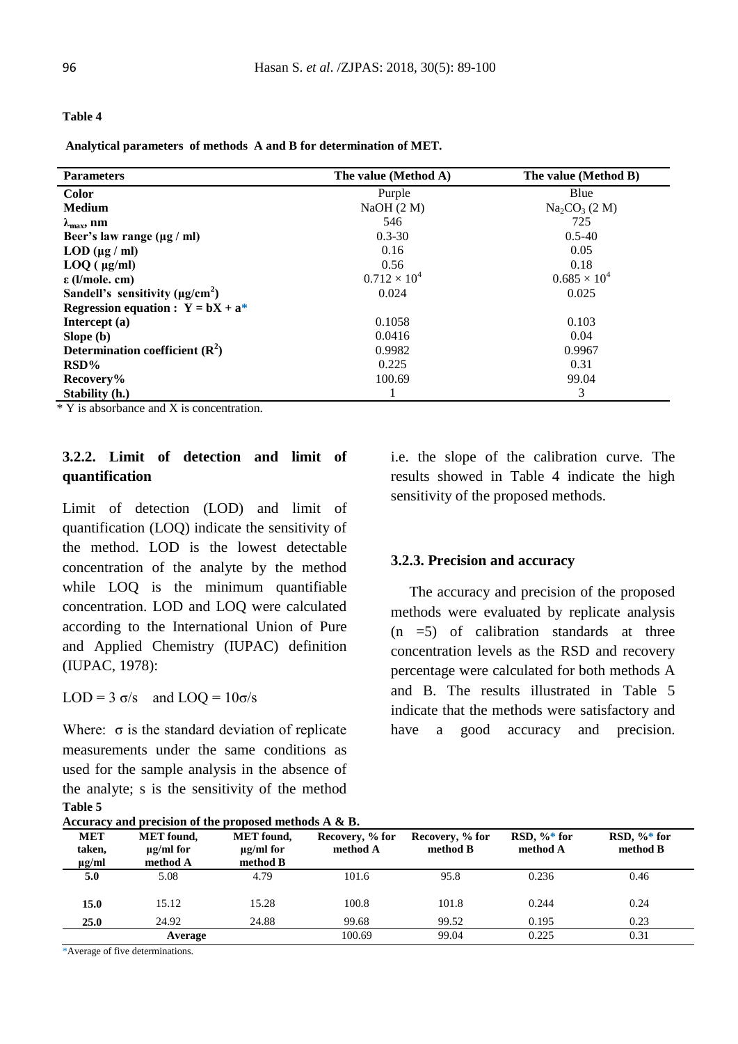**Table 4**

**Analytical parameters of methods A and B for determination of MET.**

| Parameters | The value (Method A) | The value (Method B) |
|---|---|---|
| **Color** | Purple | Blue |
| **Medium** | NaOH (2 M) | $Na_2CO_3$ (2 M) |
| **$\lambda_{max}$, nm** | 546 | 725 |
| **Beer's law range (μg / ml)** | 0.3-30 | 0.5-40 |
| **LOD (μg / ml)** | 0.16 | 0.05 |
| **LOQ ( μg/ml)** | 0.56 | 0.18 |
| **ε (l/mole. cm)** | $0.712 \times 10^4$ | $0.685 \times 10^4$ |
| **Sandell's sensitivity (μg/cm²)** | 0.024 | 0.025 |
| **Regression equation : Y = bX + a*** | | |
| **Intercept (a)** | 0.1058 | 0.103 |
| **Slope (b)** | 0.0416 | 0.04 |
| **Determination coefficient ($R^2$)** | 0.9982 | 0.9967 |
| **RSD%** | 0.225 | 0.31 |
| **Recovery%** | 100.69 | 99.04 |
| **Stability (h.)** | 1 | 3 |

\* Y is absorbance and X is concentration.

### 3.2.2. Limit of detection and limit of quantification

Limit of detection (LOD) and limit of quantification (LOQ) indicate the sensitivity of the method. LOD is the lowest detectable concentration of the analyte by the method while LOQ is the minimum quantifiable concentration. LOD and LOQ were calculated according to the International Union of Pure and Applied Chemistry (IUPAC) definition (IUPAC, 1978):

$LOD = 3\ \sigma/s$ and $LOQ = 10\sigma/s$

Where: σ is the standard deviation of replicate measurements under the same conditions as used for the sample analysis in the absence of the analyte; s is the sensitivity of the method i.e. the slope of the calibration curve. The results showed in Table 4 indicate the high sensitivity of the proposed methods.

### 3.2.3. Precision and accuracy

The accuracy and precision of the proposed methods were evaluated by replicate analysis (n =5) of calibration standards at three concentration levels as the RSD and recovery percentage were calculated for both methods A and B. The results illustrated in Table 5 indicate that the methods were satisfactory and have a good accuracy and precision.

**Table 5**

**Accuracy and precision of the proposed methods A & B.**

| MET taken, μg/ml | MET found, μg/ml for method A | MET found, μg/ml for method B | Recovery, % for method A | Recovery, % for method B | RSD, %* for method A | RSD, %* for method B |
|---|---|---|---|---|---|---|
| **5.0** | 5.08 | 4.79 | 101.6 | 95.8 | 0.236 | 0.46 |
| **15.0** | 15.12 | 15.28 | 100.8 | 101.8 | 0.244 | 0.24 |
| **25.0** | 24.92 | 24.88 | 99.68 | 99.52 | 0.195 | 0.23 |
| | **Average** | | 100.69 | 99.04 | 0.225 | 0.31 |

*Average of five determinations.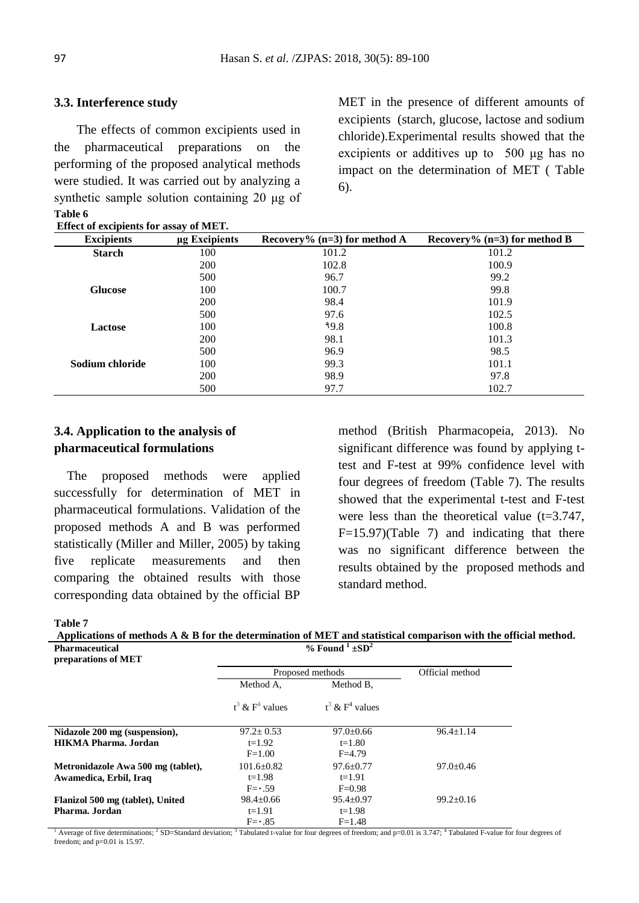### 3.3. Interference study

The effects of common excipients used in the pharmaceutical preparations on the performing of the proposed analytical methods were studied. It was carried out by analyzing a synthetic sample solution containing 20 μg of MET in the presence of different amounts of excipients (starch, glucose, lactose and sodium chloride).Experimental results showed that the excipients or additives up to 500 μg has no impact on the determination of MET ( Table 6).

**Table 6**

**Effect of excipients for assay of MET.**

| Excipients | μg Excipients | Recovery% (n=3) for method A | Recovery% (n=3) for method B |
|---|---|---|---|
| **Starch** | 100 | 101.2 | 101.2 |
| | 200 | 102.8 | 100.9 |
| | 500 | 96.7 | 99.2 |
| **Glucose** | 100 | 100.7 | 99.8 |
| | 200 | 98.4 | 101.9 |
| | 500 | 97.6 | 102.5 |
| **Lactose** | 100 | ٩9.8 | 100.8 |
| | 200 | 98.1 | 101.3 |
| | 500 | 96.9 | 98.5 |
| **Sodium chloride** | 100 | 99.3 | 101.1 |
| | 200 | 98.9 | 97.8 |
| | 500 | 97.7 | 102.7 |

### 3.4. Application to the analysis of pharmaceutical formulations

The proposed methods were applied successfully for determination of MET in pharmaceutical formulations. Validation of the proposed methods A and B was performed statistically (Miller and Miller, 2005) by taking five replicate measurements and then comparing the obtained results with those corresponding data obtained by the official BP method (British Pharmacopeia, 2013). No significant difference was found by applying t-test and F-test at 99% confidence level with four degrees of freedom (Table 7). The results showed that the experimental t-test and F-test were less than the theoretical value (t=3.747, F=15.97)(Table 7) and indicating that there was no significant difference between the results obtained by the proposed methods and standard method.

**Table 7**

**Applications of methods A & B for the determination of MET and statistical comparison with the official method.**

| Pharmaceutical preparations of MET | % Found [1] ±SD[2] | | |
|---|---|---|---|
| | Proposed methods | | Official method |
| | Method A, $t^3$ & $F^4$ values | Method B, $t^3$ & $F^4$ values | |
| **Nidazole 200 mg (suspension), HIKMA Pharma. Jordan** | 97.2± 0.53<br>t=1.92<br>F=1.00 | 97.0±0.66<br>t=1.80<br>F=4.79 | 96.4±1.14 |
| **Metronidazole Awa 500 mg (tablet), Awamedica, Erbil, Iraq** | 101.6±0.82<br>t=1.98<br>F=٠.59 | 97.6±0.77<br>t=1.91<br>F=0.98 | 97.0±0.46 |
| **Flanizol 500 mg (tablet), United Pharma. Jordan** | 98.4±0.66<br>t=1.91<br>F=٠.85 | 95.4±0.97<br>t=1.98<br>F=1.48 | 99.2±0.16 |

[1] Average of five determinations; [2] SD=Standard deviation; [3] Tabulated t-value for four degrees of freedom; and p=0.01 is 3.747; [4] Tabulated F-value for four degrees of freedom; and p=0.01 is 15.97.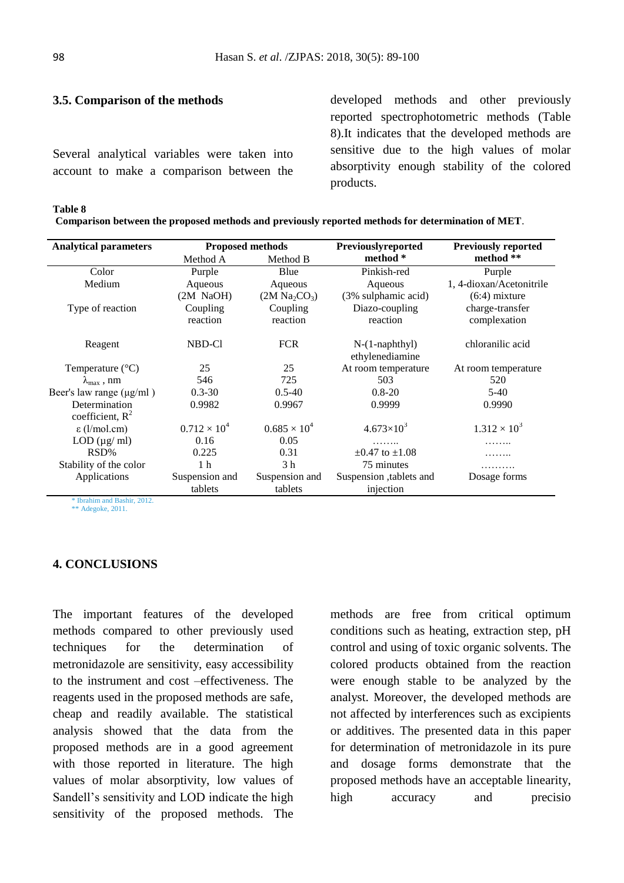### 3.5. Comparison of the methods

Several analytical variables were taken into account to make a comparison between the developed methods and other previously reported spectrophotometric methods (Table 8).It indicates that the developed methods are sensitive due to the high values of molar absorptivity enough stability of the colored products.

**Table 8**

**Comparison between the proposed methods and previously reported methods for determination of MET**.

| Analytical parameters | Proposed methods | | Previouslyreported method * | Previously reported method ** |
|---|---|---|---|---|
| | Method A | Method B | | |
| Color | Purple | Blue | Pinkish-red | Purple |
| Medium | Aqueous (2M NaOH) | Aqueous (2M $Na_2CO_3$) | Aqueous (3% sulphamic acid) | 1, 4-dioxan/Acetonitrile (6:4) mixture |
| Type of reaction | Coupling reaction | Coupling reaction | Diazo-coupling reaction | charge-transfer complexation |
| Reagent | NBD-Cl | FCR | N-(1-naphthyl) ethylenediamine | chloranilic acid |
| Temperature (°C) | 25 | 25 | At room temperature | At room temperature |
| $\lambda_{max}$ , nm | 546 | 725 | 503 | 520 |
| Beer's law range (µg/ml ) | 0.3-30 | 0.5-40 | 0.8-20 | 5-40 |
| Determination coefficient, $R^2$ | 0.9982 | 0.9967 | 0.9999 | 0.9990 |
| ε (l/mol.cm) | $0.712 \times 10^4$ | $0.685 \times 10^4$ | $4.673 \times 10^3$ | $1.312 \times 10^3$ |
| LOD (µg/ ml) | 0.16 | 0.05 | …….. | …….. |
| RSD% | 0.225 | 0.31 | ±0.47 to ±1.08 | …….. |
| Stability of the color | 1 h | 3 h | 75 minutes | ………. |
| Applications | Suspension and tablets | Suspension and tablets | Suspension ,tablets and injection | Dosage forms |

\* Ibrahim and Bashir, 2012.
\*\* Adegoke, 2011.

## 4. CONCLUSIONS

The important features of the developed methods compared to other previously used techniques for the determination of metronidazole are sensitivity, easy accessibility to the instrument and cost –effectiveness. The reagents used in the proposed methods are safe, cheap and readily available. The statistical analysis showed that the data from the proposed methods are in a good agreement with those reported in literature. The high values of molar absorptivity, low values of Sandell's sensitivity and LOD indicate the high sensitivity of the proposed methods. The methods are free from critical optimum conditions such as heating, extraction step, pH control and using of toxic organic solvents. The colored products obtained from the reaction were enough stable to be analyzed by the analyst. Moreover, the developed methods are not affected by interferences such as excipients or additives. The presented data in this paper for determination of metronidazole in its pure and dosage forms demonstrate that the proposed methods have an acceptable linearity, high accuracy and precisio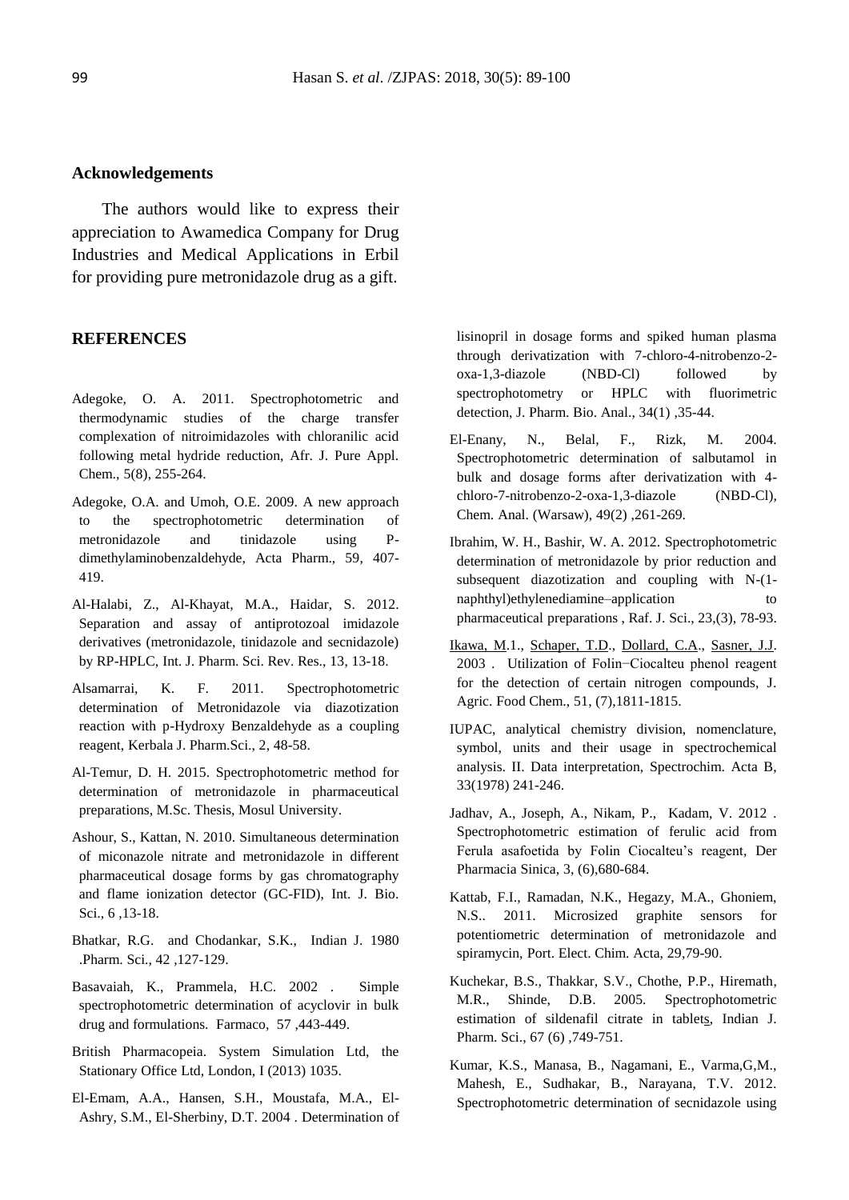## Acknowledgements

The authors would like to express their appreciation to Awamedica Company for Drug Industries and Medical Applications in Erbil for providing pure metronidazole drug as a gift.

## REFERENCES

Adegoke, O. A. 2011. Spectrophotometric and thermodynamic studies of the charge transfer complexation of nitroimidazoles with chloranilic acid following metal hydride reduction, Afr. J. Pure Appl. Chem., 5(8), 255-264.

Adegoke, O.A. and Umoh, O.E. 2009. A new approach to the spectrophotometric determination of metronidazole and tinidazole using P-dimethylaminobenzaldehyde, Acta Pharm., 59, 407-419.

Al-Halabi, Z., Al-Khayat, M.A., Haidar, S. 2012. Separation and assay of antiprotozoal imidazole derivatives (metronidazole, tinidazole and secnidazole) by RP-HPLC, Int. J. Pharm. Sci. Rev. Res., 13, 13-18.

Alsamarrai, K. F. 2011. Spectrophotometric determination of Metronidazole via diazotization reaction with p-Hydroxy Benzaldehyde as a coupling reagent, Kerbala J. Pharm.Sci., 2, 48-58.

Al-Temur, D. H. 2015. Spectrophotometric method for determination of metronidazole in pharmaceutical preparations, M.Sc. Thesis, Mosul University.

Ashour, S., Kattan, N. 2010. Simultaneous determination of miconazole nitrate and metronidazole in different pharmaceutical dosage forms by gas chromatography and flame ionization detector (GC-FID), Int. J. Bio. Sci., 6 ,13-18.

Bhatkar, R.G. and Chodankar, S.K., Indian J. 1980 .Pharm. Sci., 42 ,127-129.

Basavaiah, K., Prammela, H.C. 2002 . Simple spectrophotometric determination of acyclovir in bulk drug and formulations. Farmaco, 57 ,443-449.

British Pharmacopeia. System Simulation Ltd, the Stationary Office Ltd, London, I (2013) 1035.

El-Emam, A.A., Hansen, S.H., Moustafa, M.A., El-Ashry, S.M., El-Sherbiny, D.T. 2004 . Determination of lisinopril in dosage forms and spiked human plasma through derivatization with 7-chloro-4-nitrobenzo-2-oxa-1,3-diazole (NBD-Cl) followed by spectrophotometry or HPLC with fluorimetric detection, J. Pharm. Bio. Anal., 34(1) ,35-44.

El-Enany, N., Belal, F., Rizk, M. 2004. Spectrophotometric determination of salbutamol in bulk and dosage forms after derivatization with 4-chloro-7-nitrobenzo-2-oxa-1,3-diazole (NBD-Cl), Chem. Anal. (Warsaw), 49(2) ,261-269.

Ibrahim, W. H., Bashir, W. A. 2012. Spectrophotometric determination of metronidazole by prior reduction and subsequent diazotization and coupling with N-(1-naphthyl)ethylenediamine–application to pharmaceutical preparations , Raf. J. Sci., 23,(3), 78-93.

Ikawa, M.1., Schaper, T.D., Dollard, C.A., Sasner, J.J. 2003 . Utilization of Folin−Ciocalteu phenol reagent for the detection of certain nitrogen compounds, J. Agric. Food Chem., 51, (7),1811-1815.

IUPAC, analytical chemistry division, nomenclature, symbol, units and their usage in spectrochemical analysis. II. Data interpretation, Spectrochim. Acta B, 33(1978) 241-246.

Jadhav, A., Joseph, A., Nikam, P., Kadam, V. 2012 . Spectrophotometric estimation of ferulic acid from Ferula asafoetida by Folin Ciocalteu's reagent, Der Pharmacia Sinica, 3, (6),680-684.

Kattab, F.I., Ramadan, N.K., Hegazy, M.A., Ghoniem, N.S.. 2011. Microsized graphite sensors for potentiometric determination of metronidazole and spiramycin, Port. Elect. Chim. Acta, 29,79-90.

Kuchekar, B.S., Thakkar, S.V., Chothe, P.P., Hiremath, M.R., Shinde, D.B. 2005. Spectrophotometric estimation of sildenafil citrate in tablets, Indian J. Pharm. Sci., 67 (6) ,749-751.

Kumar, K.S., Manasa, B., Nagamani, E., Varma,G,M., Mahesh, E., Sudhakar, B., Narayana, T.V. 2012. Spectrophotometric determination of secnidazole using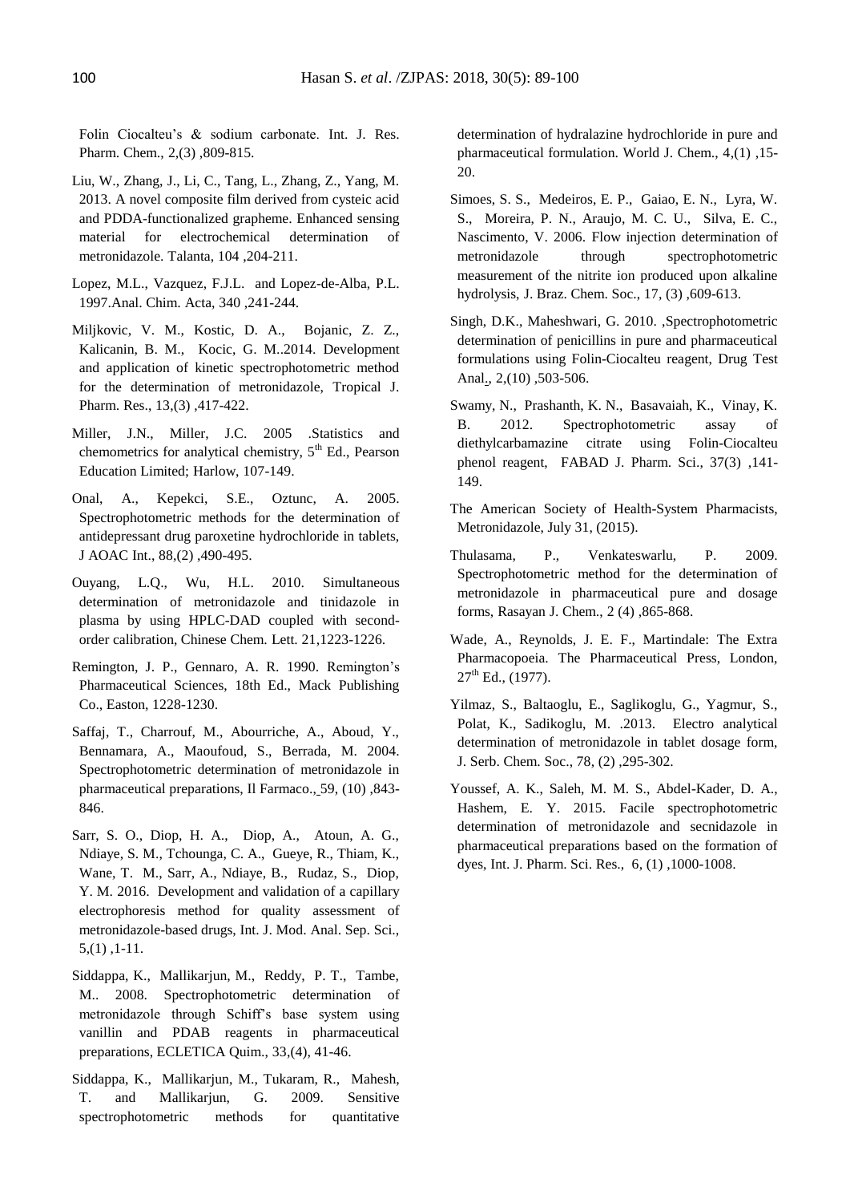Folin Ciocalteu's & sodium carbonate. Int. J. Res. Pharm. Chem., 2,(3) ,809-815.

Liu, W., Zhang, J., Li, C., Tang, L., Zhang, Z., Yang, M. 2013. A novel composite film derived from cysteic acid and PDDA-functionalized grapheme. Enhanced sensing material for electrochemical determination of metronidazole. Talanta, 104 ,204-211.

Lopez, M.L., Vazquez, F.J.L. and Lopez-de-Alba, P.L. 1997.Anal. Chim. Acta, 340 ,241-244.

Miljkovic, V. M., Kostic, D. A., Bojanic, Z. Z., Kalicanin, B. M., Kocic, G. M..2014. Development and application of kinetic spectrophotometric method for the determination of metronidazole, Tropical J. Pharm. Res., 13,(3) ,417-422.

Miller, J.N., Miller, J.C. 2005 .Statistics and chemometrics for analytical chemistry, 5th Ed., Pearson Education Limited; Harlow, 107-149.

Onal, A., Kepekci, S.E., Oztunc, A. 2005. Spectrophotometric methods for the determination of antidepressant drug paroxetine hydrochloride in tablets, J AOAC Int., 88,(2) ,490-495.

Ouyang, L.Q., Wu, H.L. 2010. Simultaneous determination of metronidazole and tinidazole in plasma by using HPLC-DAD coupled with second-order calibration, Chinese Chem. Lett. 21,1223-1226.

Remington, J. P., Gennaro, A. R. 1990. Remington's Pharmaceutical Sciences, 18th Ed., Mack Publishing Co., Easton, 1228-1230.

Saffaj, T., Charrouf, M., Abourriche, A., Aboud, Y., Bennamara, A., Maoufoud, S., Berrada, M. 2004. Spectrophotometric determination of metronidazole in pharmaceutical preparations, Il Farmaco., 59, (10) ,843-846.

Sarr, S. O., Diop, H. A., Diop, A., Atoun, A. G., Ndiaye, S. M., Tchounga, C. A., Gueye, R., Thiam, K., Wane, T. M., Sarr, A., Ndiaye, B., Rudaz, S., Diop, Y. M. 2016. Development and validation of a capillary electrophoresis method for quality assessment of metronidazole-based drugs, Int. J. Mod. Anal. Sep. Sci., 5,(1) ,1-11.

Siddappa, K., Mallikarjun, M., Reddy, P. T., Tambe, M.. 2008. Spectrophotometric determination of metronidazole through Schiff's base system using vanillin and PDAB reagents in pharmaceutical preparations, ECLETICA Quim., 33,(4), 41-46.

Siddappa, K., Mallikarjun, M., Tukaram, R., Mahesh, T. and Mallikarjun, G. 2009. Sensitive spectrophotometric methods for quantitative determination of hydralazine hydrochloride in pure and pharmaceutical formulation. World J. Chem., 4,(1) ,15-20.

Simoes, S. S., Medeiros, E. P., Gaiao, E. N., Lyra, W. S., Moreira, P. N., Araujo, M. C. U., Silva, E. C., Nascimento, V. 2006. Flow injection determination of metronidazole through spectrophotometric measurement of the nitrite ion produced upon alkaline hydrolysis, J. Braz. Chem. Soc., 17, (3) ,609-613.

Singh, D.K., Maheshwari, G. 2010. ,Spectrophotometric determination of penicillins in pure and pharmaceutical formulations using Folin-Ciocalteu reagent, Drug Test Anal., 2,(10) ,503-506.

Swamy, N., Prashanth, K. N., Basavaiah, K., Vinay, K. B. 2012. Spectrophotometric assay of diethylcarbamazine citrate using Folin-Ciocalteu phenol reagent, FABAD J. Pharm. Sci., 37(3) ,141-149.

The American Society of Health-System Pharmacists, Metronidazole, July 31, (2015).

Thulasama, P., Venkateswarlu, P. 2009. Spectrophotometric method for the determination of metronidazole in pharmaceutical pure and dosage forms, Rasayan J. Chem., 2 (4) ,865-868.

Wade, A., Reynolds, J. E. F., Martindale: The Extra Pharmacopoeia. The Pharmaceutical Press, London, 27th Ed., (1977).

Yilmaz, S., Baltaoglu, E., Saglikoglu, G., Yagmur, S., Polat, K., Sadikoglu, M. .2013. Electro analytical determination of metronidazole in tablet dosage form, J. Serb. Chem. Soc., 78, (2) ,295-302.

Youssef, A. K., Saleh, M. M. S., Abdel-Kader, D. A., Hashem, E. Y. 2015. Facile spectrophotometric determination of metronidazole and secnidazole in pharmaceutical preparations based on the formation of dyes, Int. J. Pharm. Sci. Res., 6, (1) ,1000-1008.